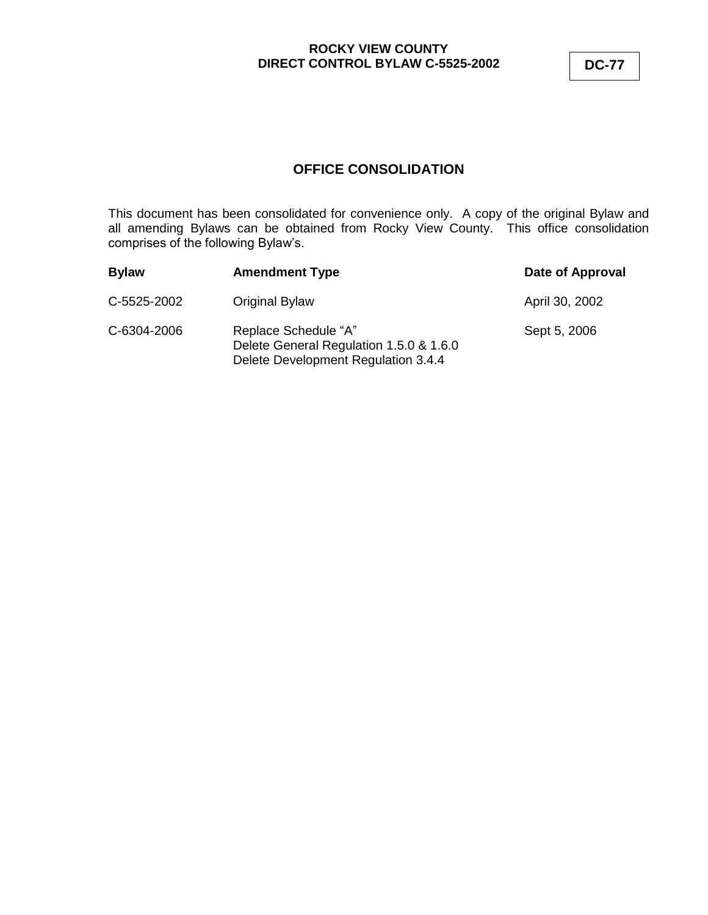**ROCKY VIEW COUNTY**
**DIRECT CONTROL BYLAW C-5525-2002**

**DC-77**

## OFFICE CONSOLIDATION

This document has been consolidated for convenience only. A copy of the original Bylaw and all amending Bylaws can be obtained from Rocky View County. This office consolidation comprises of the following Bylaw's.

| **Bylaw** | **Amendment Type** | **Date of Approval** |
| --- | --- | --- |
| C-5525-2002 | Original Bylaw | April 30, 2002 |
| C-6304-2006 | Replace Schedule "A"<br>Delete General Regulation 1.5.0 & 1.6.0<br>Delete Development Regulation 3.4.4 | Sept 5, 2006 |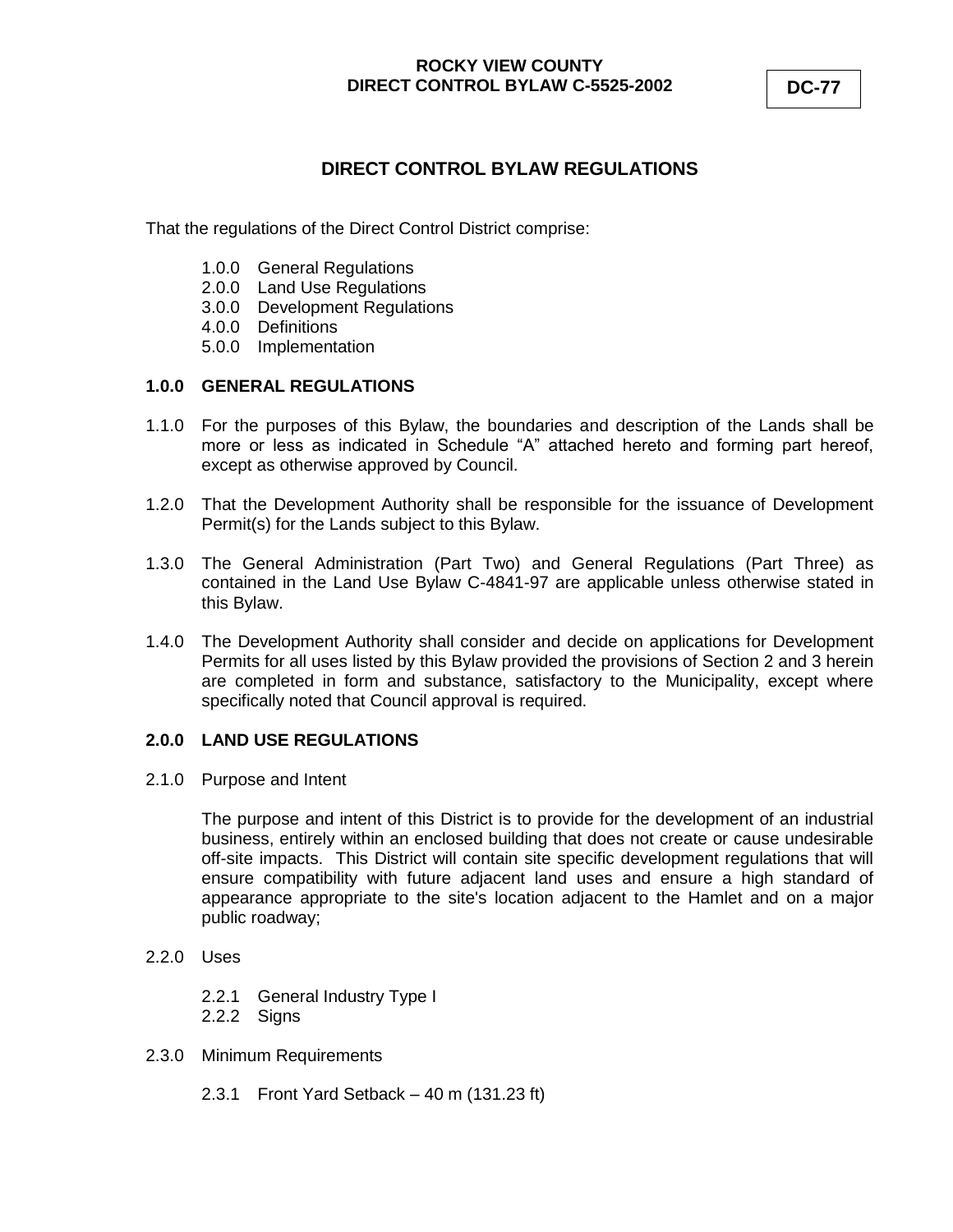**ROCKY VIEW COUNTY**
**DIRECT CONTROL BYLAW C-5525-2002**

**DC-77**

## DIRECT CONTROL BYLAW REGULATIONS

That the regulations of the Direct Control District comprise:

- 1.0.0 General Regulations
- 2.0.0 Land Use Regulations
- 3.0.0 Development Regulations
- 4.0.0 Definitions
- 5.0.0 Implementation

### 1.0.0 GENERAL REGULATIONS

1.1.0 For the purposes of this Bylaw, the boundaries and description of the Lands shall be more or less as indicated in Schedule "A" attached hereto and forming part hereof, except as otherwise approved by Council.

1.2.0 That the Development Authority shall be responsible for the issuance of Development Permit(s) for the Lands subject to this Bylaw.

1.3.0 The General Administration (Part Two) and General Regulations (Part Three) as contained in the Land Use Bylaw C-4841-97 are applicable unless otherwise stated in this Bylaw.

1.4.0 The Development Authority shall consider and decide on applications for Development Permits for all uses listed by this Bylaw provided the provisions of Section 2 and 3 herein are completed in form and substance, satisfactory to the Municipality, except where specifically noted that Council approval is required.

### 2.0.0 LAND USE REGULATIONS

2.1.0 Purpose and Intent

The purpose and intent of this District is to provide for the development of an industrial business, entirely within an enclosed building that does not create or cause undesirable off-site impacts. This District will contain site specific development regulations that will ensure compatibility with future adjacent land uses and ensure a high standard of appearance appropriate to the site's location adjacent to the Hamlet and on a major public roadway;

2.2.0 Uses

- 2.2.1 General Industry Type I
- 2.2.2 Signs

2.3.0 Minimum Requirements

- 2.3.1 Front Yard Setback – 40 m (131.23 ft)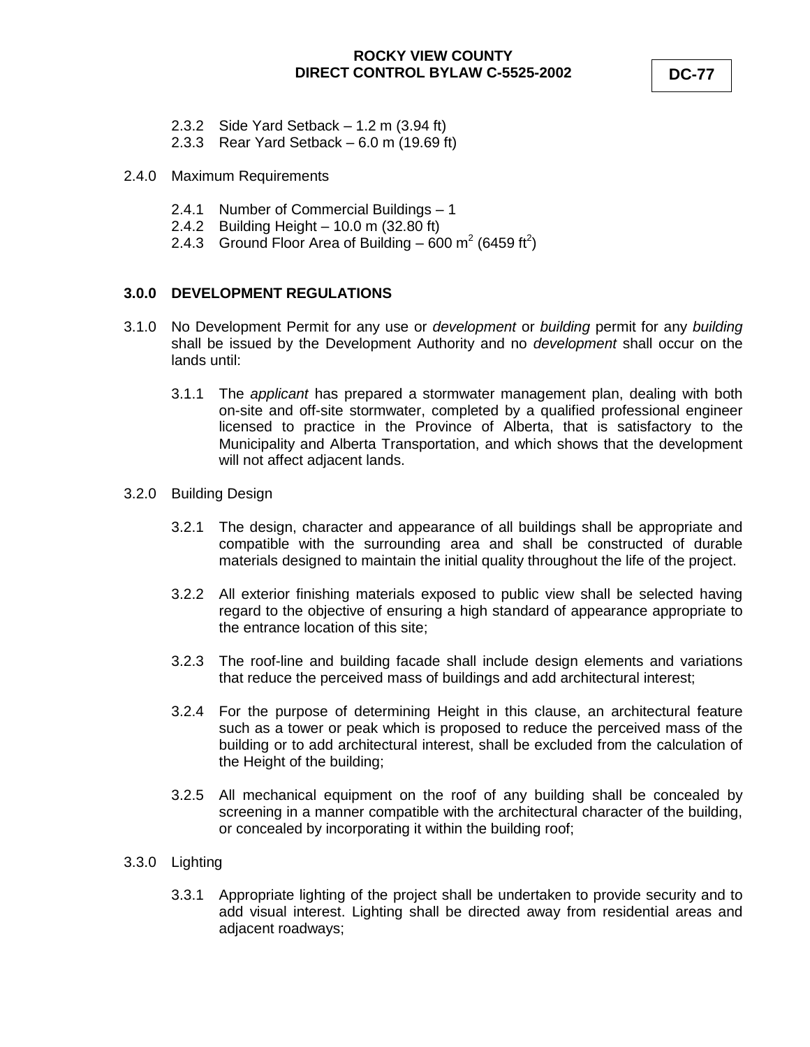2.3.2 Side Yard Setback – 1.2 m (3.94 ft)

2.3.3 Rear Yard Setback – 6.0 m (19.69 ft)

2.4.0 Maximum Requirements

2.4.1 Number of Commercial Buildings – 1

2.4.2 Building Height – 10.0 m (32.80 ft)

2.4.3 Ground Floor Area of Building – 600 $m^2$ (6459 $ft^2$)

### 3.0.0 DEVELOPMENT REGULATIONS

3.1.0 No Development Permit for any use or *development* or *building* permit for any *building* shall be issued by the Development Authority and no *development* shall occur on the lands until:

3.1.1 The *applicant* has prepared a stormwater management plan, dealing with both on-site and off-site stormwater, completed by a qualified professional engineer licensed to practice in the Province of Alberta, that is satisfactory to the Municipality and Alberta Transportation, and which shows that the development will not affect adjacent lands.

3.2.0 Building Design

3.2.1 The design, character and appearance of all buildings shall be appropriate and compatible with the surrounding area and shall be constructed of durable materials designed to maintain the initial quality throughout the life of the project.

3.2.2 All exterior finishing materials exposed to public view shall be selected having regard to the objective of ensuring a high standard of appearance appropriate to the entrance location of this site;

3.2.3 The roof-line and building facade shall include design elements and variations that reduce the perceived mass of buildings and add architectural interest;

3.2.4 For the purpose of determining Height in this clause, an architectural feature such as a tower or peak which is proposed to reduce the perceived mass of the building or to add architectural interest, shall be excluded from the calculation of the Height of the building;

3.2.5 All mechanical equipment on the roof of any building shall be concealed by screening in a manner compatible with the architectural character of the building, or concealed by incorporating it within the building roof;

3.3.0 Lighting

3.3.1 Appropriate lighting of the project shall be undertaken to provide security and to add visual interest. Lighting shall be directed away from residential areas and adjacent roadways;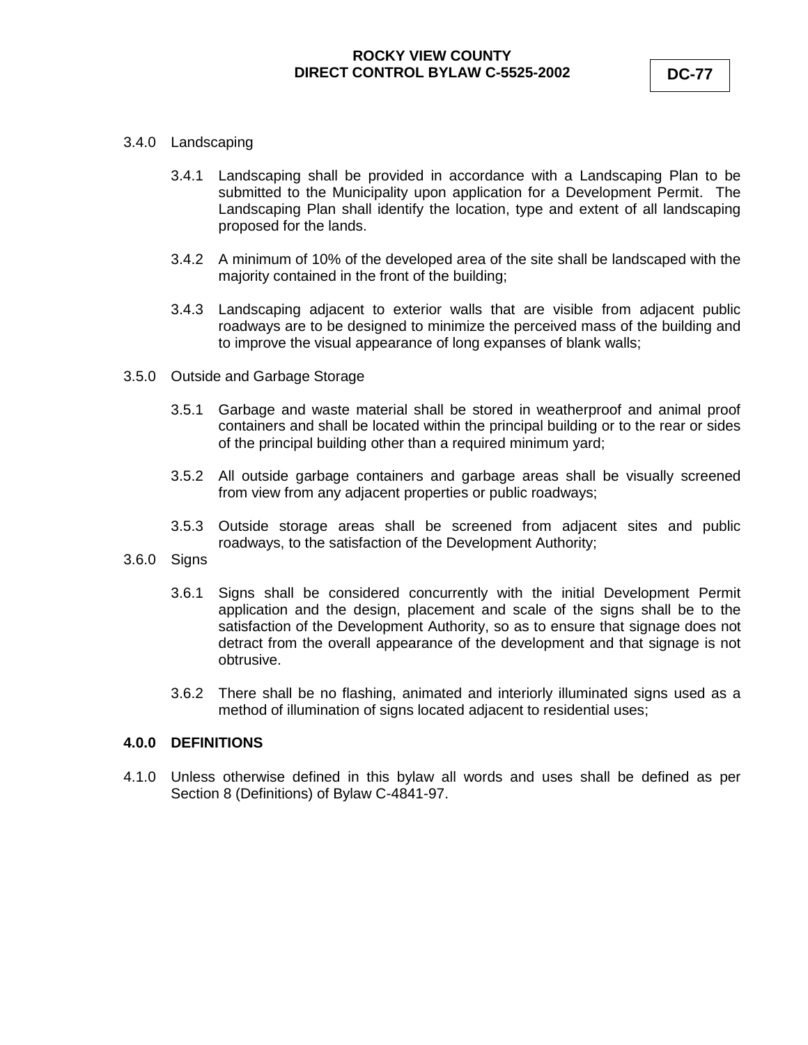3.4.0 Landscaping

3.4.1 Landscaping shall be provided in accordance with a Landscaping Plan to be submitted to the Municipality upon application for a Development Permit. The Landscaping Plan shall identify the location, type and extent of all landscaping proposed for the lands.

3.4.2 A minimum of 10% of the developed area of the site shall be landscaped with the majority contained in the front of the building;

3.4.3 Landscaping adjacent to exterior walls that are visible from adjacent public roadways are to be designed to minimize the perceived mass of the building and to improve the visual appearance of long expanses of blank walls;

3.5.0 Outside and Garbage Storage

3.5.1 Garbage and waste material shall be stored in weatherproof and animal proof containers and shall be located within the principal building or to the rear or sides of the principal building other than a required minimum yard;

3.5.2 All outside garbage containers and garbage areas shall be visually screened from view from any adjacent properties or public roadways;

3.5.3 Outside storage areas shall be screened from adjacent sites and public roadways, to the satisfaction of the Development Authority;

3.6.0 Signs

3.6.1 Signs shall be considered concurrently with the initial Development Permit application and the design, placement and scale of the signs shall be to the satisfaction of the Development Authority, so as to ensure that signage does not detract from the overall appearance of the development and that signage is not obtrusive.

3.6.2 There shall be no flashing, animated and interiorly illuminated signs used as a method of illumination of signs located adjacent to residential uses;

## 4.0.0 DEFINITIONS

4.1.0 Unless otherwise defined in this bylaw all words and uses shall be defined as per Section 8 (Definitions) of Bylaw C-4841-97.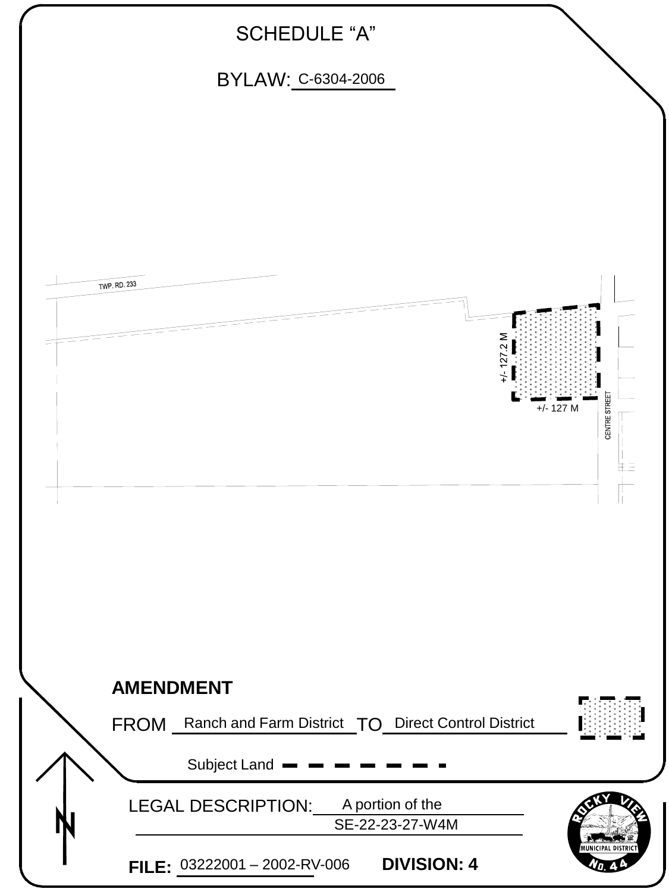# SCHEDULE "A"

BYLAW: C-6304-2006

TWP. RD. 233

+/- 127.2 M

+/- 127 M

CENTRE STREET

**AMENDMENT**

FROM Ranch and Farm District TO Direct Control District

Subject Land

LEGAL DESCRIPTION: A portion of the SE-22-23-27-W4M

**FILE:** 03222001 – 2002-RV-006 **DIVISION: 4**

ROCKY VIEW MUNICIPAL DISTRICT NO. 44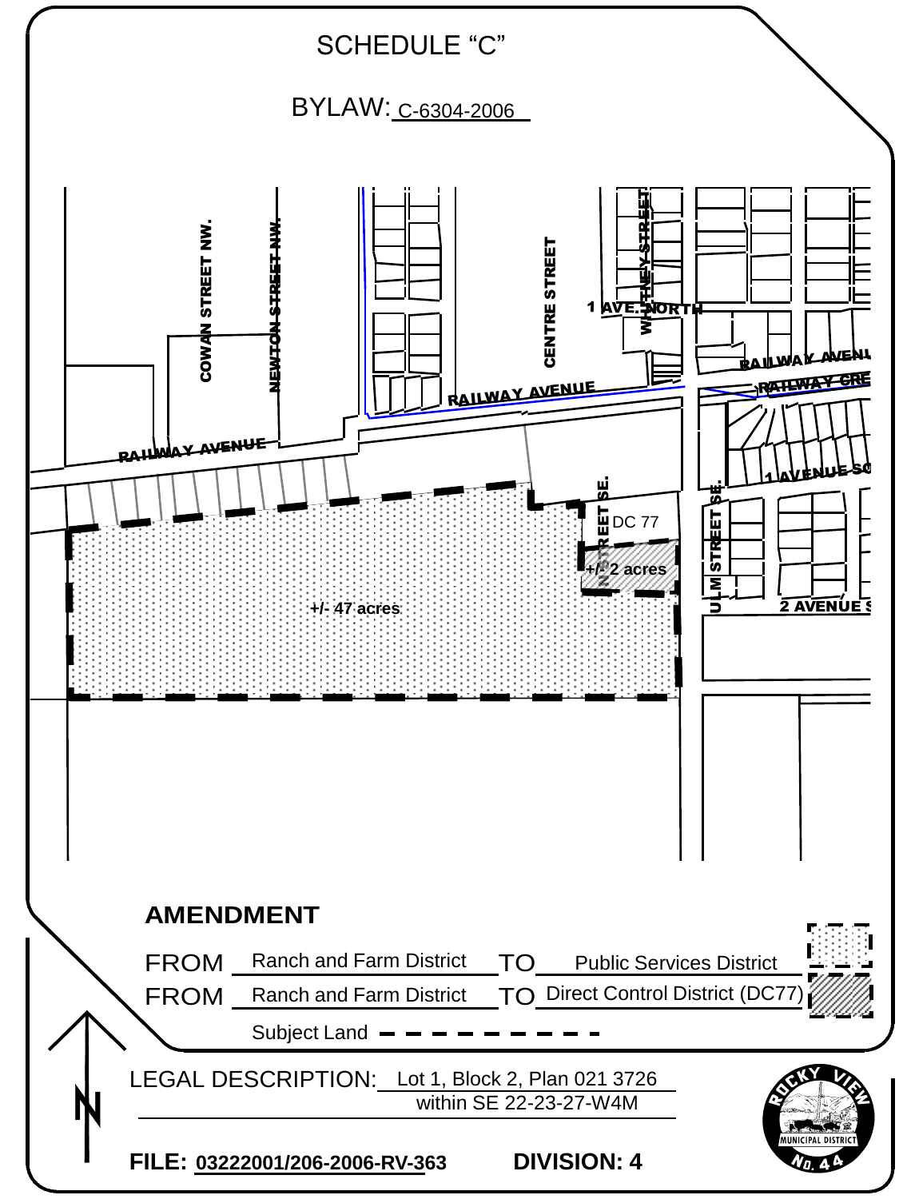# SCHEDULE "C"

BYLAW: C-6304-2006

COWAN STREET NW.

NEWTON STREET NW.

CENTRE STREET

WHITNEY STREET

1 AVE. NORTH

RAILWAY AVENUE

RAILWAY AVENUE

RAILWAY AVENUE

RAILWAY CRE

1 AVENUE SO

ELM STREET SE.

2 AVENUE S

DC 77

+/- 2 acres

+/- 47 acres

## AMENDMENT

FROM Ranch and Farm District TO Public Services District

FROM Ranch and Farm District TO Direct Control District (DC77)

Subject Land

LEGAL DESCRIPTION: Lot 1, Block 2, Plan 021 3726 within SE 22-23-27-W4M

**FILE:** 03222001/206-2006-RV-363 **DIVISION: 4**

ROCKY VIEW MUNICIPAL DISTRICT No. 44